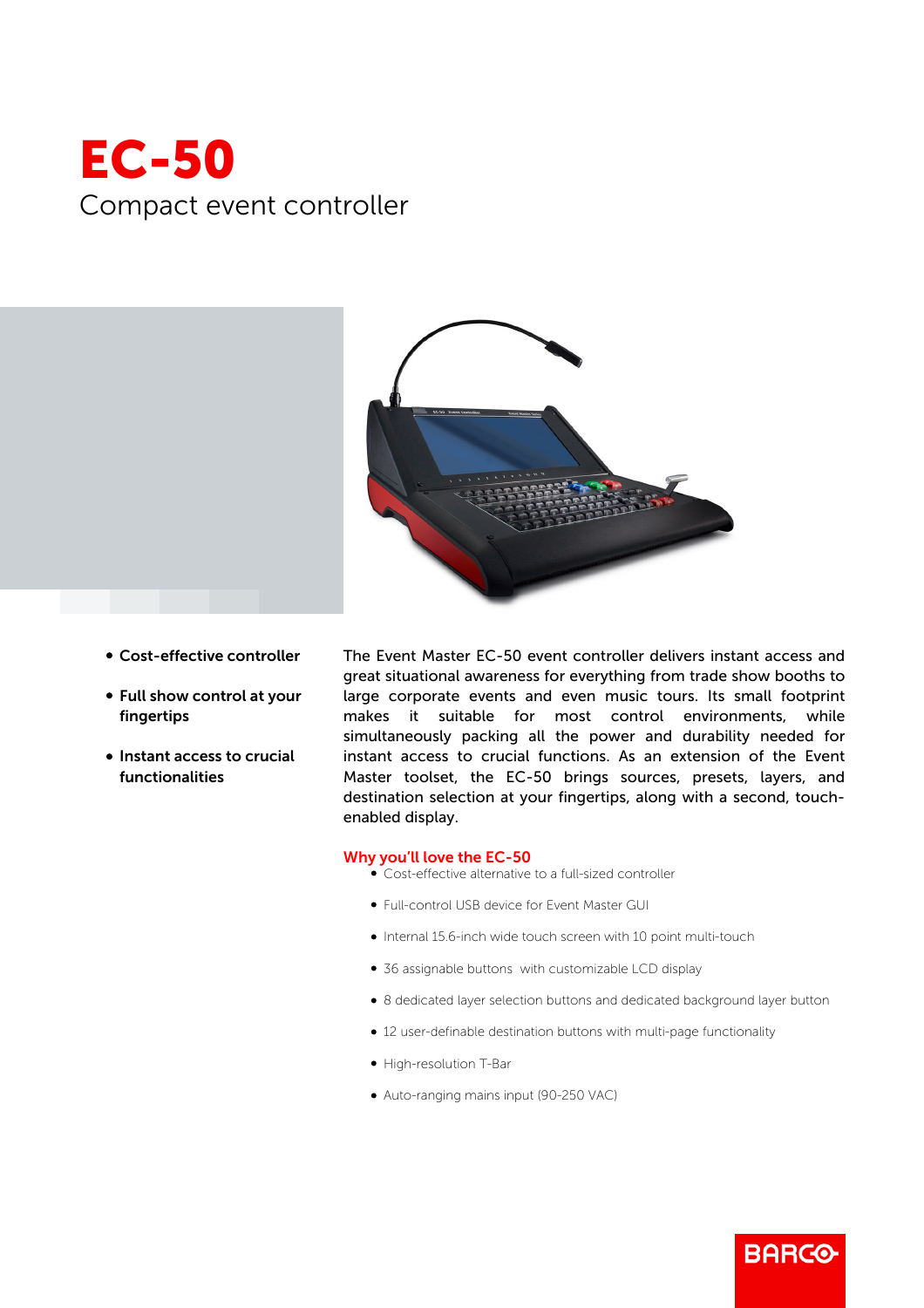# EC-50

## Compact event controller

- **Cost-effective controller**
- **Full show control at your fingertips**
- **Instant access to crucial functionalities**

The Event Master EC-50 event controller delivers instant access and great situational awareness for everything from trade show booths to large corporate events and even music tours. Its small footprint makes it suitable for most control environments, while simultaneously packing all the power and durability needed for instant access to crucial functions. As an extension of the Event Master toolset, the EC-50 brings sources, presets, layers, and destination selection at your fingertips, along with a second, touch-enabled display.

### Why you'll love the EC-50

- Cost-effective alternative to a full-sized controller
- Full-control USB device for Event Master GUI
- Internal 15.6-inch wide touch screen with 10 point multi-touch
- 36 assignable buttons with customizable LCD display
- 8 dedicated layer selection buttons and dedicated background layer button
- 12 user-definable destination buttons with multi-page functionality
- High-resolution T-Bar
- Auto-ranging mains input (90-250 VAC)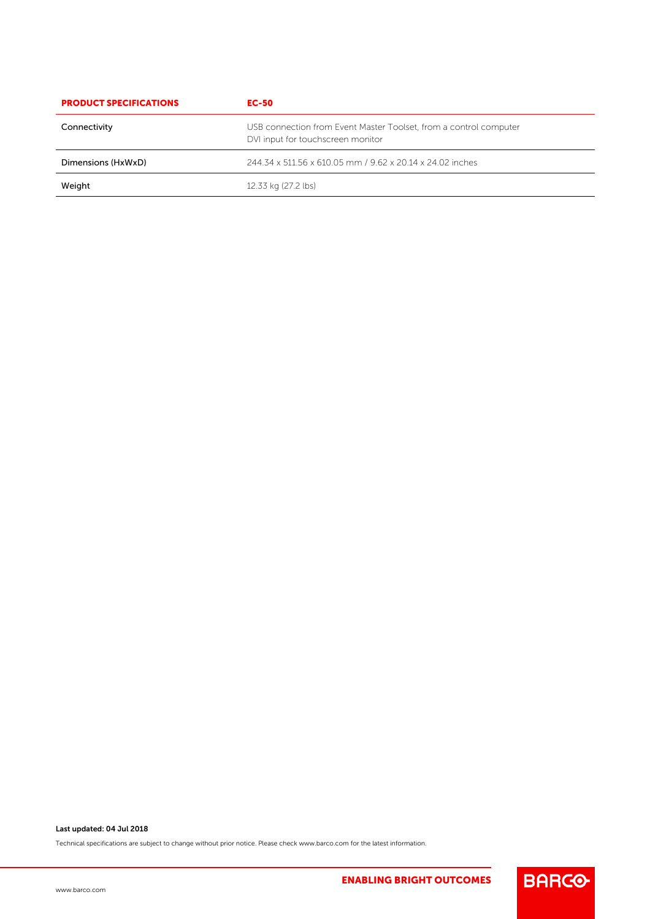| PRODUCT SPECIFICATIONS | EC-50 |
|---|---|
| Connectivity | USB connection from Event Master Toolset, from a control computer<br>DVI input for touchscreen monitor |
| Dimensions (HxWxD) | 244.34 x 511.56 x 610.05 mm / 9.62 x 20.14 x 24.02 inches |
| Weight | 12.33 kg (27.2 lbs) |

**Last updated: 04 Jul 2018**

Technical specifications are subject to change without prior notice. Please check www.barco.com for the latest information.

www.barco.com

**ENABLING BRIGHT OUTCOMES**

BARCO